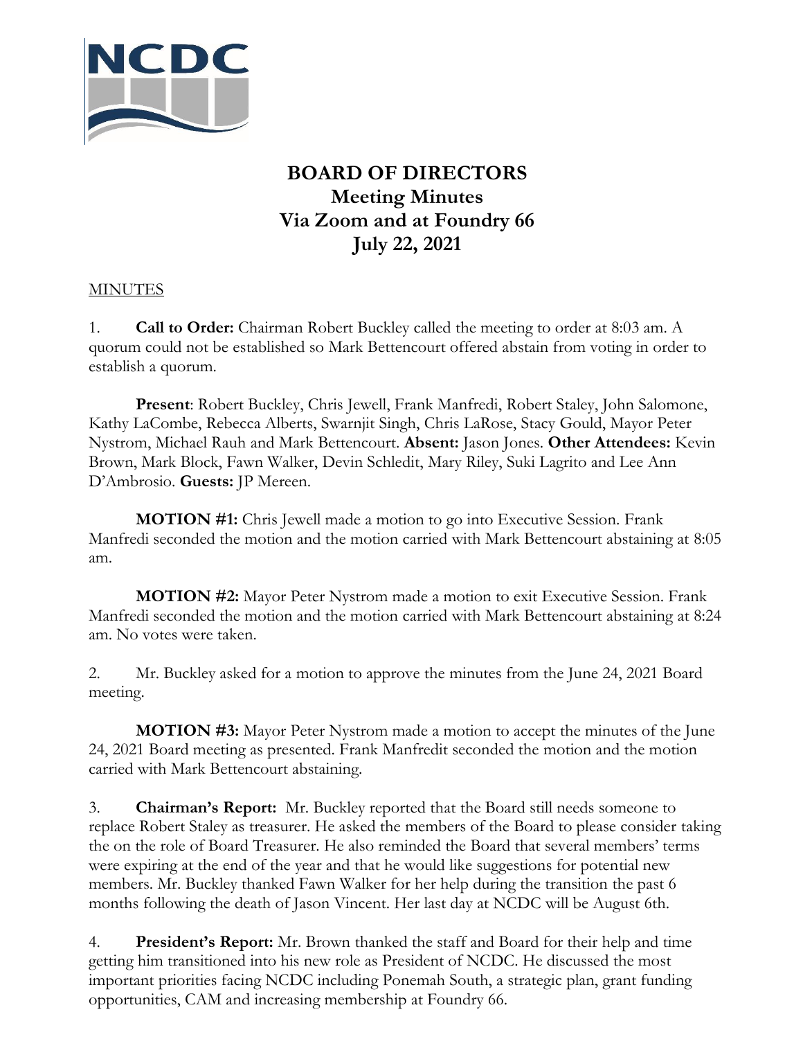NCDC

# BOARD OF DIRECTORS
## Meeting Minutes
## Via Zoom and at Foundry 66
## July 22, 2021

MINUTES

1. **Call to Order:** Chairman Robert Buckley called the meeting to order at 8:03 am. A quorum could not be established so Mark Bettencourt offered abstain from voting in order to establish a quorum.

**Present**: Robert Buckley, Chris Jewell, Frank Manfredi, Robert Staley, John Salomone, Kathy LaCombe, Rebecca Alberts, Swarnjit Singh, Chris LaRose, Stacy Gould, Mayor Peter Nystrom, Michael Rauh and Mark Bettencourt. **Absent:** Jason Jones. **Other Attendees:** Kevin Brown, Mark Block, Fawn Walker, Devin Schledit, Mary Riley, Suki Lagrito and Lee Ann D'Ambrosio. **Guests:** JP Mereen.

**MOTION #1:** Chris Jewell made a motion to go into Executive Session. Frank Manfredi seconded the motion and the motion carried with Mark Bettencourt abstaining at 8:05 am.

**MOTION #2:** Mayor Peter Nystrom made a motion to exit Executive Session. Frank Manfredi seconded the motion and the motion carried with Mark Bettencourt abstaining at 8:24 am. No votes were taken.

2. Mr. Buckley asked for a motion to approve the minutes from the June 24, 2021 Board meeting.

**MOTION #3:** Mayor Peter Nystrom made a motion to accept the minutes of the June 24, 2021 Board meeting as presented. Frank Manfredit seconded the motion and the motion carried with Mark Bettencourt abstaining.

3. **Chairman's Report:** Mr. Buckley reported that the Board still needs someone to replace Robert Staley as treasurer. He asked the members of the Board to please consider taking the on the role of Board Treasurer. He also reminded the Board that several members' terms were expiring at the end of the year and that he would like suggestions for potential new members. Mr. Buckley thanked Fawn Walker for her help during the transition the past 6 months following the death of Jason Vincent. Her last day at NCDC will be August 6th.

4. **President's Report:** Mr. Brown thanked the staff and Board for their help and time getting him transitioned into his new role as President of NCDC. He discussed the most important priorities facing NCDC including Ponemah South, a strategic plan, grant funding opportunities, CAM and increasing membership at Foundry 66.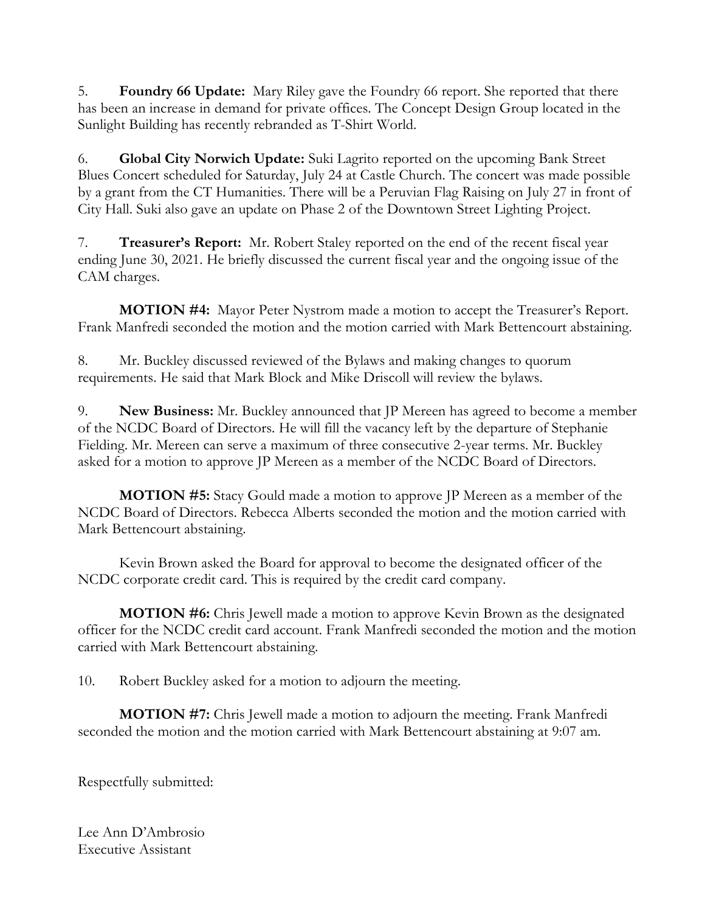5. **Foundry 66 Update:** Mary Riley gave the Foundry 66 report. She reported that there has been an increase in demand for private offices. The Concept Design Group located in the Sunlight Building has recently rebranded as T-Shirt World.

6. **Global City Norwich Update:** Suki Lagrito reported on the upcoming Bank Street Blues Concert scheduled for Saturday, July 24 at Castle Church. The concert was made possible by a grant from the CT Humanities. There will be a Peruvian Flag Raising on July 27 in front of City Hall. Suki also gave an update on Phase 2 of the Downtown Street Lighting Project.

7. **Treasurer's Report:** Mr. Robert Staley reported on the end of the recent fiscal year ending June 30, 2021. He briefly discussed the current fiscal year and the ongoing issue of the CAM charges.

**MOTION #4:** Mayor Peter Nystrom made a motion to accept the Treasurer's Report. Frank Manfredi seconded the motion and the motion carried with Mark Bettencourt abstaining.

8. Mr. Buckley discussed reviewed of the Bylaws and making changes to quorum requirements. He said that Mark Block and Mike Driscoll will review the bylaws.

9. **New Business:** Mr. Buckley announced that JP Mereen has agreed to become a member of the NCDC Board of Directors. He will fill the vacancy left by the departure of Stephanie Fielding. Mr. Mereen can serve a maximum of three consecutive 2-year terms. Mr. Buckley asked for a motion to approve JP Mereen as a member of the NCDC Board of Directors.

**MOTION #5:** Stacy Gould made a motion to approve JP Mereen as a member of the NCDC Board of Directors. Rebecca Alberts seconded the motion and the motion carried with Mark Bettencourt abstaining.

Kevin Brown asked the Board for approval to become the designated officer of the NCDC corporate credit card. This is required by the credit card company.

**MOTION #6:** Chris Jewell made a motion to approve Kevin Brown as the designated officer for the NCDC credit card account. Frank Manfredi seconded the motion and the motion carried with Mark Bettencourt abstaining.

10. Robert Buckley asked for a motion to adjourn the meeting.

**MOTION #7:** Chris Jewell made a motion to adjourn the meeting. Frank Manfredi seconded the motion and the motion carried with Mark Bettencourt abstaining at 9:07 am.

Respectfully submitted:

Lee Ann D'Ambrosio
Executive Assistant